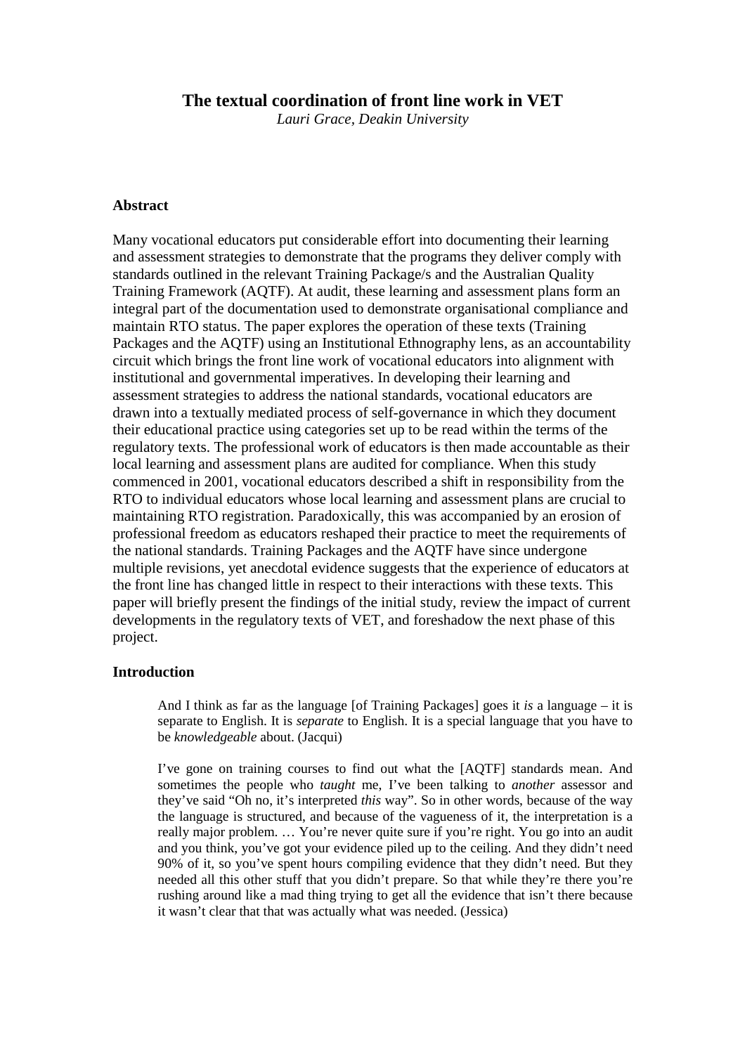# The textual coordination of front line work in VET

*Lauri Grace, Deakin University*

## Abstract

Many vocational educators put considerable effort into documenting their learning and assessment strategies to demonstrate that the programs they deliver comply with standards outlined in the relevant Training Package/s and the Australian Quality Training Framework (AQTF). At audit, these learning and assessment plans form an integral part of the documentation used to demonstrate organisational compliance and maintain RTO status. The paper explores the operation of these texts (Training Packages and the AQTF) using an Institutional Ethnography lens, as an accountability circuit which brings the front line work of vocational educators into alignment with institutional and governmental imperatives. In developing their learning and assessment strategies to address the national standards, vocational educators are drawn into a textually mediated process of self-governance in which they document their educational practice using categories set up to be read within the terms of the regulatory texts. The professional work of educators is then made accountable as their local learning and assessment plans are audited for compliance. When this study commenced in 2001, vocational educators described a shift in responsibility from the RTO to individual educators whose local learning and assessment plans are crucial to maintaining RTO registration. Paradoxically, this was accompanied by an erosion of professional freedom as educators reshaped their practice to meet the requirements of the national standards. Training Packages and the AQTF have since undergone multiple revisions, yet anecdotal evidence suggests that the experience of educators at the front line has changed little in respect to their interactions with these texts. This paper will briefly present the findings of the initial study, review the impact of current developments in the regulatory texts of VET, and foreshadow the next phase of this project.

## Introduction

> And I think as far as the language [of Training Packages] goes it *is* a language – it is separate to English. It is *separate* to English. It is a special language that you have to be *knowledgeable* about. (Jacqui)

> I've gone on training courses to find out what the [AQTF] standards mean. And sometimes the people who *taught* me, I've been talking to *another* assessor and they've said "Oh no, it's interpreted *this* way". So in other words, because of the way the language is structured, and because of the vagueness of it, the interpretation is a really major problem. … You're never quite sure if you're right. You go into an audit and you think, you've got your evidence piled up to the ceiling. And they didn't need 90% of it, so you've spent hours compiling evidence that they didn't need. But they needed all this other stuff that you didn't prepare. So that while they're there you're rushing around like a mad thing trying to get all the evidence that isn't there because it wasn't clear that that was actually what was needed. (Jessica)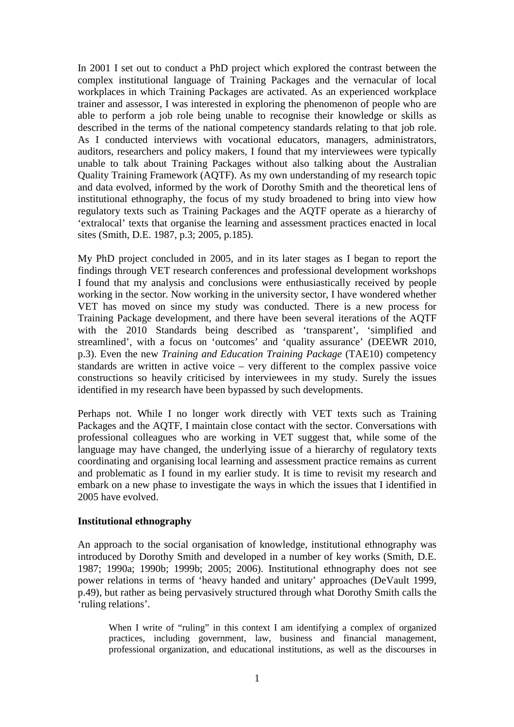In 2001 I set out to conduct a PhD project which explored the contrast between the complex institutional language of Training Packages and the vernacular of local workplaces in which Training Packages are activated. As an experienced workplace trainer and assessor, I was interested in exploring the phenomenon of people who are able to perform a job role being unable to recognise their knowledge or skills as described in the terms of the national competency standards relating to that job role. As I conducted interviews with vocational educators, managers, administrators, auditors, researchers and policy makers, I found that my interviewees were typically unable to talk about Training Packages without also talking about the Australian Quality Training Framework (AQTF). As my own understanding of my research topic and data evolved, informed by the work of Dorothy Smith and the theoretical lens of institutional ethnography, the focus of my study broadened to bring into view how regulatory texts such as Training Packages and the AQTF operate as a hierarchy of 'extralocal' texts that organise the learning and assessment practices enacted in local sites (Smith, D.E. 1987, p.3; 2005, p.185).

My PhD project concluded in 2005, and in its later stages as I began to report the findings through VET research conferences and professional development workshops I found that my analysis and conclusions were enthusiastically received by people working in the sector. Now working in the university sector, I have wondered whether VET has moved on since my study was conducted. There is a new process for Training Package development, and there have been several iterations of the AQTF with the 2010 Standards being described as 'transparent', 'simplified and streamlined', with a focus on 'outcomes' and 'quality assurance' (DEEWR 2010, p.3). Even the new *Training and Education Training Package* (TAE10) competency standards are written in active voice – very different to the complex passive voice constructions so heavily criticised by interviewees in my study. Surely the issues identified in my research have been bypassed by such developments.

Perhaps not. While I no longer work directly with VET texts such as Training Packages and the AQTF, I maintain close contact with the sector. Conversations with professional colleagues who are working in VET suggest that, while some of the language may have changed, the underlying issue of a hierarchy of regulatory texts coordinating and organising local learning and assessment practice remains as current and problematic as I found in my earlier study. It is time to revisit my research and embark on a new phase to investigate the ways in which the issues that I identified in 2005 have evolved.

**Institutional ethnography**

An approach to the social organisation of knowledge, institutional ethnography was introduced by Dorothy Smith and developed in a number of key works (Smith, D.E. 1987; 1990a; 1990b; 1999b; 2005; 2006). Institutional ethnography does not see power relations in terms of 'heavy handed and unitary' approaches (DeVault 1999, p.49), but rather as being pervasively structured through what Dorothy Smith calls the 'ruling relations'.

> When I write of "ruling" in this context I am identifying a complex of organized practices, including government, law, business and financial management, professional organization, and educational institutions, as well as the discourses in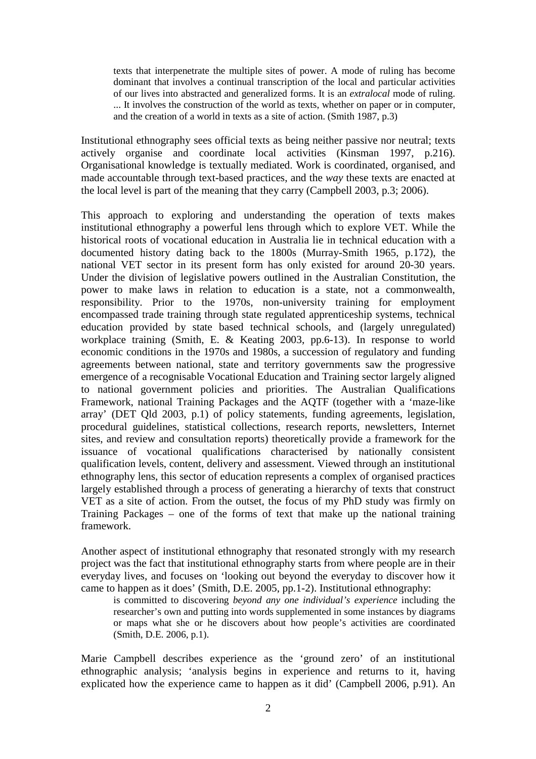> texts that interpenetrate the multiple sites of power. A mode of ruling has become dominant that involves a continual transcription of the local and particular activities of our lives into abstracted and generalized forms. It is an *extralocal* mode of ruling. ... It involves the construction of the world as texts, whether on paper or in computer, and the creation of a world in texts as a site of action. (Smith 1987, p.3)

Institutional ethnography sees official texts as being neither passive nor neutral; texts actively organise and coordinate local activities (Kinsman 1997, p.216). Organisational knowledge is textually mediated. Work is coordinated, organised, and made accountable through text-based practices, and the *way* these texts are enacted at the local level is part of the meaning that they carry (Campbell 2003, p.3; 2006).

This approach to exploring and understanding the operation of texts makes institutional ethnography a powerful lens through which to explore VET. While the historical roots of vocational education in Australia lie in technical education with a documented history dating back to the 1800s (Murray-Smith 1965, p.172), the national VET sector in its present form has only existed for around 20-30 years. Under the division of legislative powers outlined in the Australian Constitution, the power to make laws in relation to education is a state, not a commonwealth, responsibility. Prior to the 1970s, non-university training for employment encompassed trade training through state regulated apprenticeship systems, technical education provided by state based technical schools, and (largely unregulated) workplace training (Smith, E. & Keating 2003, pp.6-13). In response to world economic conditions in the 1970s and 1980s, a succession of regulatory and funding agreements between national, state and territory governments saw the progressive emergence of a recognisable Vocational Education and Training sector largely aligned to national government policies and priorities. The Australian Qualifications Framework, national Training Packages and the AQTF (together with a 'maze-like array' (DET Qld 2003, p.1) of policy statements, funding agreements, legislation, procedural guidelines, statistical collections, research reports, newsletters, Internet sites, and review and consultation reports) theoretically provide a framework for the issuance of vocational qualifications characterised by nationally consistent qualification levels, content, delivery and assessment. Viewed through an institutional ethnography lens, this sector of education represents a complex of organised practices largely established through a process of generating a hierarchy of texts that construct VET as a site of action. From the outset, the focus of my PhD study was firmly on Training Packages – one of the forms of text that make up the national training framework.

Another aspect of institutional ethnography that resonated strongly with my research project was the fact that institutional ethnography starts from where people are in their everyday lives, and focuses on 'looking out beyond the everyday to discover how it came to happen as it does' (Smith, D.E. 2005, pp.1-2). Institutional ethnography:

> is committed to discovering *beyond any one individual's experience* including the researcher's own and putting into words supplemented in some instances by diagrams or maps what she or he discovers about how people's activities are coordinated (Smith, D.E. 2006, p.1).

Marie Campbell describes experience as the 'ground zero' of an institutional ethnographic analysis; 'analysis begins in experience and returns to it, having explicated how the experience came to happen as it did' (Campbell 2006, p.91). An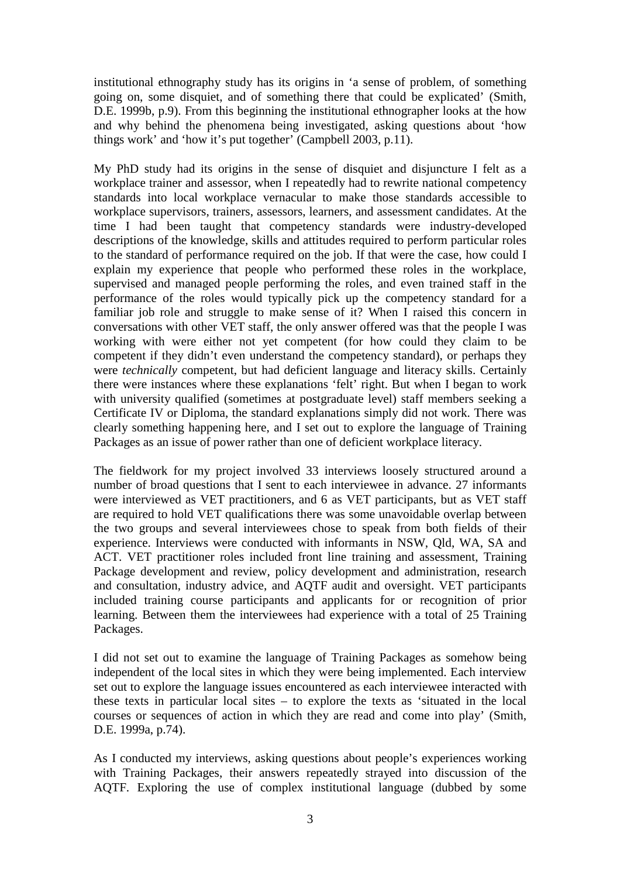institutional ethnography study has its origins in 'a sense of problem, of something going on, some disquiet, and of something there that could be explicated' (Smith, D.E. 1999b, p.9). From this beginning the institutional ethnographer looks at the how and why behind the phenomena being investigated, asking questions about 'how things work' and 'how it's put together' (Campbell 2003, p.11).

My PhD study had its origins in the sense of disquiet and disjuncture I felt as a workplace trainer and assessor, when I repeatedly had to rewrite national competency standards into local workplace vernacular to make those standards accessible to workplace supervisors, trainers, assessors, learners, and assessment candidates. At the time I had been taught that competency standards were industry-developed descriptions of the knowledge, skills and attitudes required to perform particular roles to the standard of performance required on the job. If that were the case, how could I explain my experience that people who performed these roles in the workplace, supervised and managed people performing the roles, and even trained staff in the performance of the roles would typically pick up the competency standard for a familiar job role and struggle to make sense of it? When I raised this concern in conversations with other VET staff, the only answer offered was that the people I was working with were either not yet competent (for how could they claim to be competent if they didn't even understand the competency standard), or perhaps they were *technically* competent, but had deficient language and literacy skills. Certainly there were instances where these explanations 'felt' right. But when I began to work with university qualified (sometimes at postgraduate level) staff members seeking a Certificate IV or Diploma, the standard explanations simply did not work. There was clearly something happening here, and I set out to explore the language of Training Packages as an issue of power rather than one of deficient workplace literacy.

The fieldwork for my project involved 33 interviews loosely structured around a number of broad questions that I sent to each interviewee in advance. 27 informants were interviewed as VET practitioners, and 6 as VET participants, but as VET staff are required to hold VET qualifications there was some unavoidable overlap between the two groups and several interviewees chose to speak from both fields of their experience. Interviews were conducted with informants in NSW, Qld, WA, SA and ACT. VET practitioner roles included front line training and assessment, Training Package development and review, policy development and administration, research and consultation, industry advice, and AQTF audit and oversight. VET participants included training course participants and applicants for or recognition of prior learning. Between them the interviewees had experience with a total of 25 Training Packages.

I did not set out to examine the language of Training Packages as somehow being independent of the local sites in which they were being implemented. Each interview set out to explore the language issues encountered as each interviewee interacted with these texts in particular local sites – to explore the texts as 'situated in the local courses or sequences of action in which they are read and come into play' (Smith, D.E. 1999a, p.74).

As I conducted my interviews, asking questions about people's experiences working with Training Packages, their answers repeatedly strayed into discussion of the AQTF. Exploring the use of complex institutional language (dubbed by some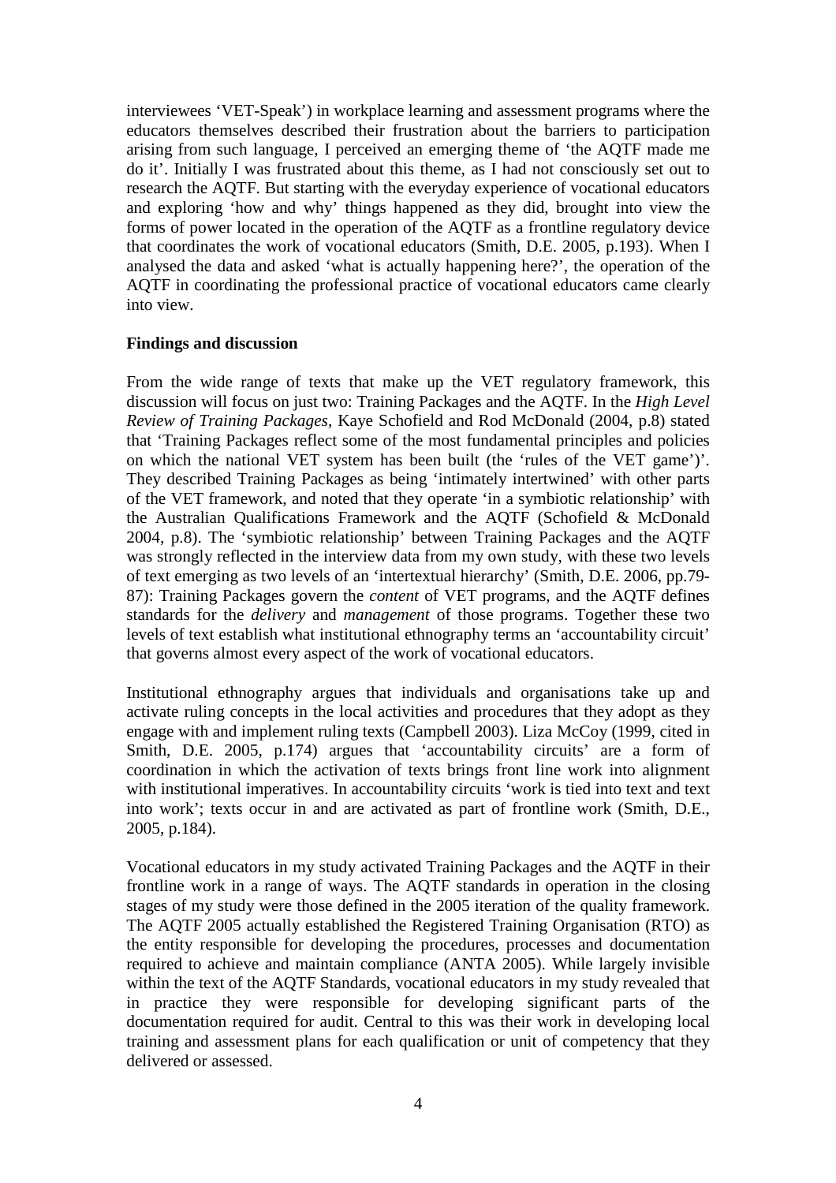interviewees 'VET-Speak') in workplace learning and assessment programs where the educators themselves described their frustration about the barriers to participation arising from such language, I perceived an emerging theme of 'the AQTF made me do it'. Initially I was frustrated about this theme, as I had not consciously set out to research the AQTF. But starting with the everyday experience of vocational educators and exploring 'how and why' things happened as they did, brought into view the forms of power located in the operation of the AQTF as a frontline regulatory device that coordinates the work of vocational educators (Smith, D.E. 2005, p.193). When I analysed the data and asked 'what is actually happening here?', the operation of the AQTF in coordinating the professional practice of vocational educators came clearly into view.

**Findings and discussion**

From the wide range of texts that make up the VET regulatory framework, this discussion will focus on just two: Training Packages and the AQTF. In the *High Level Review of Training Packages*, Kaye Schofield and Rod McDonald (2004, p.8) stated that 'Training Packages reflect some of the most fundamental principles and policies on which the national VET system has been built (the 'rules of the VET game')'. They described Training Packages as being 'intimately intertwined' with other parts of the VET framework, and noted that they operate 'in a symbiotic relationship' with the Australian Qualifications Framework and the AQTF (Schofield & McDonald 2004, p.8). The 'symbiotic relationship' between Training Packages and the AQTF was strongly reflected in the interview data from my own study, with these two levels of text emerging as two levels of an 'intertextual hierarchy' (Smith, D.E. 2006, pp.79-87): Training Packages govern the *content* of VET programs, and the AQTF defines standards for the *delivery* and *management* of those programs. Together these two levels of text establish what institutional ethnography terms an 'accountability circuit' that governs almost every aspect of the work of vocational educators.

Institutional ethnography argues that individuals and organisations take up and activate ruling concepts in the local activities and procedures that they adopt as they engage with and implement ruling texts (Campbell 2003). Liza McCoy (1999, cited in Smith, D.E. 2005, p.174) argues that 'accountability circuits' are a form of coordination in which the activation of texts brings front line work into alignment with institutional imperatives. In accountability circuits 'work is tied into text and text into work'; texts occur in and are activated as part of frontline work (Smith, D.E., 2005, p.184).

Vocational educators in my study activated Training Packages and the AQTF in their frontline work in a range of ways. The AQTF standards in operation in the closing stages of my study were those defined in the 2005 iteration of the quality framework. The AQTF 2005 actually established the Registered Training Organisation (RTO) as the entity responsible for developing the procedures, processes and documentation required to achieve and maintain compliance (ANTA 2005). While largely invisible within the text of the AQTF Standards, vocational educators in my study revealed that in practice they were responsible for developing significant parts of the documentation required for audit. Central to this was their work in developing local training and assessment plans for each qualification or unit of competency that they delivered or assessed.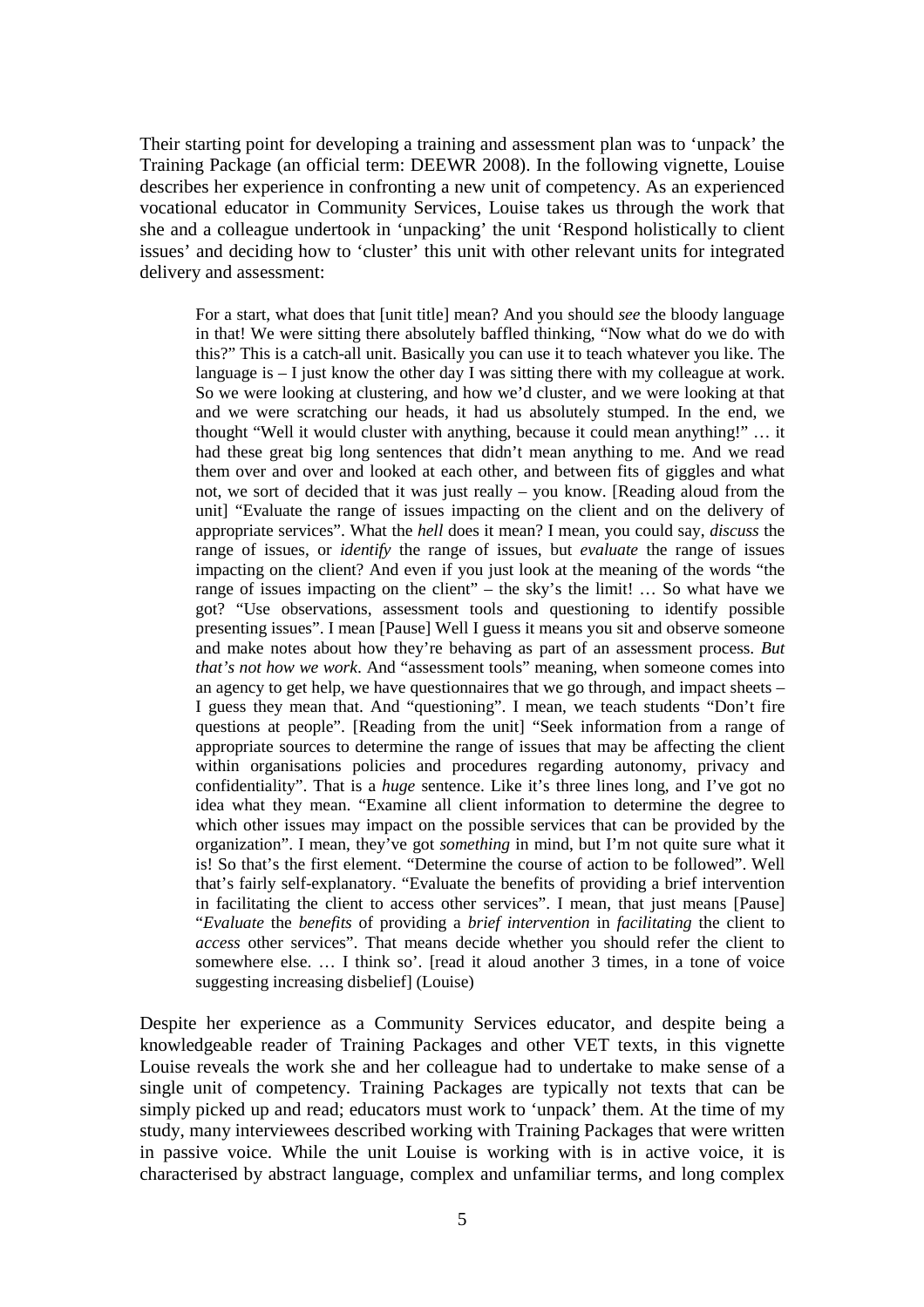Their starting point for developing a training and assessment plan was to 'unpack' the Training Package (an official term: DEEWR 2008). In the following vignette, Louise describes her experience in confronting a new unit of competency. As an experienced vocational educator in Community Services, Louise takes us through the work that she and a colleague undertook in 'unpacking' the unit 'Respond holistically to client issues' and deciding how to 'cluster' this unit with other relevant units for integrated delivery and assessment:

> For a start, what does that [unit title] mean? And you should *see* the bloody language in that! We were sitting there absolutely baffled thinking, "Now what do we do with this?" This is a catch-all unit. Basically you can use it to teach whatever you like. The language is – I just know the other day I was sitting there with my colleague at work. So we were looking at clustering, and how we'd cluster, and we were looking at that and we were scratching our heads, it had us absolutely stumped. In the end, we thought "Well it would cluster with anything, because it could mean anything!" … it had these great big long sentences that didn't mean anything to me. And we read them over and over and looked at each other, and between fits of giggles and what not, we sort of decided that it was just really – you know. [Reading aloud from the unit] "Evaluate the range of issues impacting on the client and on the delivery of appropriate services". What the *hell* does it mean? I mean, you could say, *discuss* the range of issues, or *identify* the range of issues, but *evaluate* the range of issues impacting on the client? And even if you just look at the meaning of the words "the range of issues impacting on the client" – the sky's the limit! … So what have we got? "Use observations, assessment tools and questioning to identify possible presenting issues". I mean [Pause] Well I guess it means you sit and observe someone and make notes about how they're behaving as part of an assessment process. *But that's not how we work*. And "assessment tools" meaning, when someone comes into an agency to get help, we have questionnaires that we go through, and impact sheets – I guess they mean that. And "questioning". I mean, we teach students "Don't fire questions at people". [Reading from the unit] "Seek information from a range of appropriate sources to determine the range of issues that may be affecting the client within organisations policies and procedures regarding autonomy, privacy and confidentiality". That is a *huge* sentence. Like it's three lines long, and I've got no idea what they mean. "Examine all client information to determine the degree to which other issues may impact on the possible services that can be provided by the organization". I mean, they've got *something* in mind, but I'm not quite sure what it is! So that's the first element. "Determine the course of action to be followed". Well that's fairly self-explanatory. "Evaluate the benefits of providing a brief intervention in facilitating the client to access other services". I mean, that just means [Pause] "*Evaluate* the *benefits* of providing a *brief intervention* in *facilitating* the client to *access* other services". That means decide whether you should refer the client to somewhere else. … I think so'. [read it aloud another 3 times, in a tone of voice suggesting increasing disbelief] (Louise)

Despite her experience as a Community Services educator, and despite being a knowledgeable reader of Training Packages and other VET texts, in this vignette Louise reveals the work she and her colleague had to undertake to make sense of a single unit of competency. Training Packages are typically not texts that can be simply picked up and read; educators must work to 'unpack' them. At the time of my study, many interviewees described working with Training Packages that were written in passive voice. While the unit Louise is working with is in active voice, it is characterised by abstract language, complex and unfamiliar terms, and long complex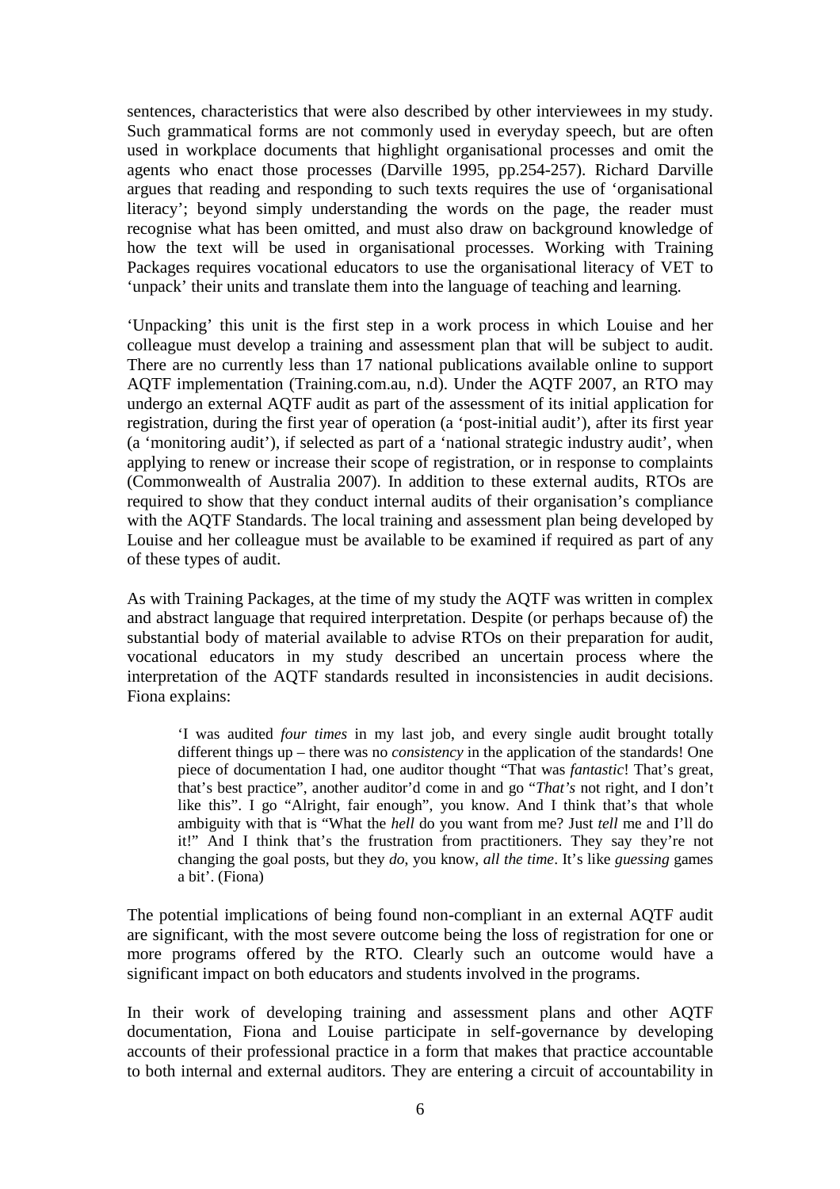sentences, characteristics that were also described by other interviewees in my study. Such grammatical forms are not commonly used in everyday speech, but are often used in workplace documents that highlight organisational processes and omit the agents who enact those processes (Darville 1995, pp.254-257). Richard Darville argues that reading and responding to such texts requires the use of 'organisational literacy'; beyond simply understanding the words on the page, the reader must recognise what has been omitted, and must also draw on background knowledge of how the text will be used in organisational processes. Working with Training Packages requires vocational educators to use the organisational literacy of VET to 'unpack' their units and translate them into the language of teaching and learning.

'Unpacking' this unit is the first step in a work process in which Louise and her colleague must develop a training and assessment plan that will be subject to audit. There are no currently less than 17 national publications available online to support AQTF implementation (Training.com.au, n.d). Under the AQTF 2007, an RTO may undergo an external AQTF audit as part of the assessment of its initial application for registration, during the first year of operation (a 'post-initial audit'), after its first year (a 'monitoring audit'), if selected as part of a 'national strategic industry audit', when applying to renew or increase their scope of registration, or in response to complaints (Commonwealth of Australia 2007). In addition to these external audits, RTOs are required to show that they conduct internal audits of their organisation's compliance with the AQTF Standards. The local training and assessment plan being developed by Louise and her colleague must be available to be examined if required as part of any of these types of audit.

As with Training Packages, at the time of my study the AQTF was written in complex and abstract language that required interpretation. Despite (or perhaps because of) the substantial body of material available to advise RTOs on their preparation for audit, vocational educators in my study described an uncertain process where the interpretation of the AQTF standards resulted in inconsistencies in audit decisions. Fiona explains:

> 'I was audited *four times* in my last job, and every single audit brought totally different things up – there was no *consistency* in the application of the standards! One piece of documentation I had, one auditor thought "That was *fantastic*! That's great, that's best practice", another auditor'd come in and go "*That's* not right, and I don't like this". I go "Alright, fair enough", you know. And I think that's that whole ambiguity with that is "What the *hell* do you want from me? Just *tell* me and I'll do it!" And I think that's the frustration from practitioners. They say they're not changing the goal posts, but they *do*, you know, *all the time*. It's like *guessing* games a bit'. (Fiona)

The potential implications of being found non-compliant in an external AQTF audit are significant, with the most severe outcome being the loss of registration for one or more programs offered by the RTO. Clearly such an outcome would have a significant impact on both educators and students involved in the programs.

In their work of developing training and assessment plans and other AQTF documentation, Fiona and Louise participate in self-governance by developing accounts of their professional practice in a form that makes that practice accountable to both internal and external auditors. They are entering a circuit of accountability in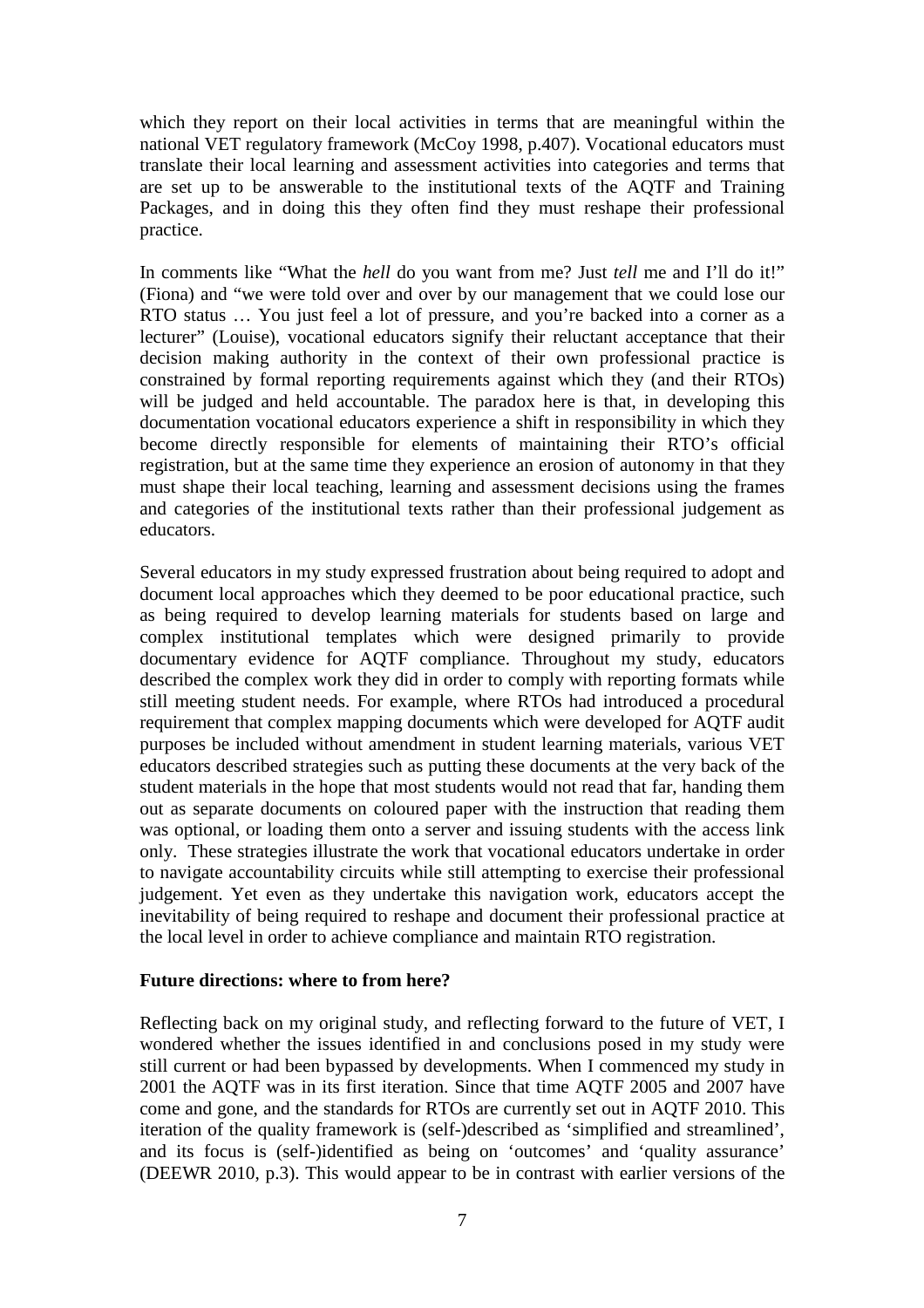which they report on their local activities in terms that are meaningful within the national VET regulatory framework (McCoy 1998, p.407). Vocational educators must translate their local learning and assessment activities into categories and terms that are set up to be answerable to the institutional texts of the AQTF and Training Packages, and in doing this they often find they must reshape their professional practice.

In comments like "What the *hell* do you want from me? Just *tell* me and I'll do it!" (Fiona) and "we were told over and over by our management that we could lose our RTO status … You just feel a lot of pressure, and you're backed into a corner as a lecturer" (Louise), vocational educators signify their reluctant acceptance that their decision making authority in the context of their own professional practice is constrained by formal reporting requirements against which they (and their RTOs) will be judged and held accountable. The paradox here is that, in developing this documentation vocational educators experience a shift in responsibility in which they become directly responsible for elements of maintaining their RTO's official registration, but at the same time they experience an erosion of autonomy in that they must shape their local teaching, learning and assessment decisions using the frames and categories of the institutional texts rather than their professional judgement as educators.

Several educators in my study expressed frustration about being required to adopt and document local approaches which they deemed to be poor educational practice, such as being required to develop learning materials for students based on large and complex institutional templates which were designed primarily to provide documentary evidence for AQTF compliance. Throughout my study, educators described the complex work they did in order to comply with reporting formats while still meeting student needs. For example, where RTOs had introduced a procedural requirement that complex mapping documents which were developed for AQTF audit purposes be included without amendment in student learning materials, various VET educators described strategies such as putting these documents at the very back of the student materials in the hope that most students would not read that far, handing them out as separate documents on coloured paper with the instruction that reading them was optional, or loading them onto a server and issuing students with the access link only. These strategies illustrate the work that vocational educators undertake in order to navigate accountability circuits while still attempting to exercise their professional judgement. Yet even as they undertake this navigation work, educators accept the inevitability of being required to reshape and document their professional practice at the local level in order to achieve compliance and maintain RTO registration.

**Future directions: where to from here?**

Reflecting back on my original study, and reflecting forward to the future of VET, I wondered whether the issues identified in and conclusions posed in my study were still current or had been bypassed by developments. When I commenced my study in 2001 the AQTF was in its first iteration. Since that time AQTF 2005 and 2007 have come and gone, and the standards for RTOs are currently set out in AQTF 2010. This iteration of the quality framework is (self-)described as 'simplified and streamlined', and its focus is (self-)identified as being on 'outcomes' and 'quality assurance' (DEEWR 2010, p.3). This would appear to be in contrast with earlier versions of the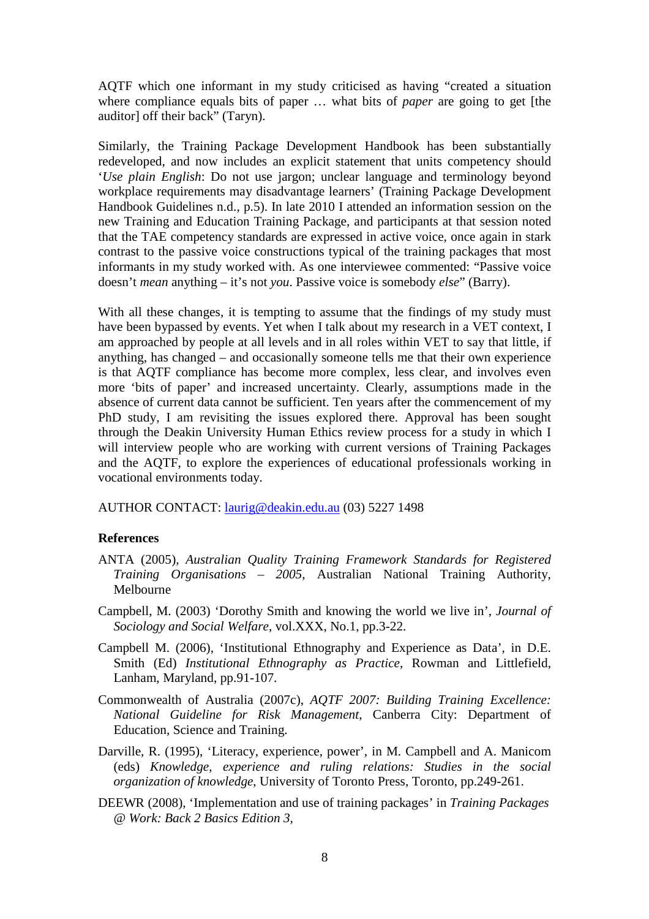AQTF which one informant in my study criticised as having "created a situation where compliance equals bits of paper … what bits of *paper* are going to get [the auditor] off their back" (Taryn).

Similarly, the Training Package Development Handbook has been substantially redeveloped, and now includes an explicit statement that units competency should '*Use plain English*: Do not use jargon; unclear language and terminology beyond workplace requirements may disadvantage learners' (Training Package Development Handbook Guidelines n.d., p.5). In late 2010 I attended an information session on the new Training and Education Training Package, and participants at that session noted that the TAE competency standards are expressed in active voice, once again in stark contrast to the passive voice constructions typical of the training packages that most informants in my study worked with. As one interviewee commented: "Passive voice doesn't *mean* anything – it's not *you*. Passive voice is somebody *else*" (Barry).

With all these changes, it is tempting to assume that the findings of my study must have been bypassed by events. Yet when I talk about my research in a VET context, I am approached by people at all levels and in all roles within VET to say that little, if anything, has changed – and occasionally someone tells me that their own experience is that AQTF compliance has become more complex, less clear, and involves even more 'bits of paper' and increased uncertainty. Clearly, assumptions made in the absence of current data cannot be sufficient. Ten years after the commencement of my PhD study, I am revisiting the issues explored there. Approval has been sought through the Deakin University Human Ethics review process for a study in which I will interview people who are working with current versions of Training Packages and the AQTF, to explore the experiences of educational professionals working in vocational environments today.

AUTHOR CONTACT: laurig@deakin.edu.au (03) 5227 1498

**References**

ANTA (2005), *Australian Quality Training Framework Standards for Registered Training Organisations – 2005*, Australian National Training Authority, Melbourne

Campbell, M. (2003) 'Dorothy Smith and knowing the world we live in', *Journal of Sociology and Social Welfare*, vol.XXX, No.1, pp.3-22.

Campbell M. (2006), 'Institutional Ethnography and Experience as Data', in D.E. Smith (Ed) *Institutional Ethnography as Practice*, Rowman and Littlefield, Lanham, Maryland, pp.91-107.

Commonwealth of Australia (2007c), *AQTF 2007: Building Training Excellence: National Guideline for Risk Management*, Canberra City: Department of Education, Science and Training.

Darville, R. (1995), 'Literacy, experience, power', in M. Campbell and A. Manicom (eds) *Knowledge, experience and ruling relations: Studies in the social organization of knowledge*, University of Toronto Press, Toronto, pp.249-261.

DEEWR (2008), 'Implementation and use of training packages' in *Training Packages @ Work: Back 2 Basics Edition 3*,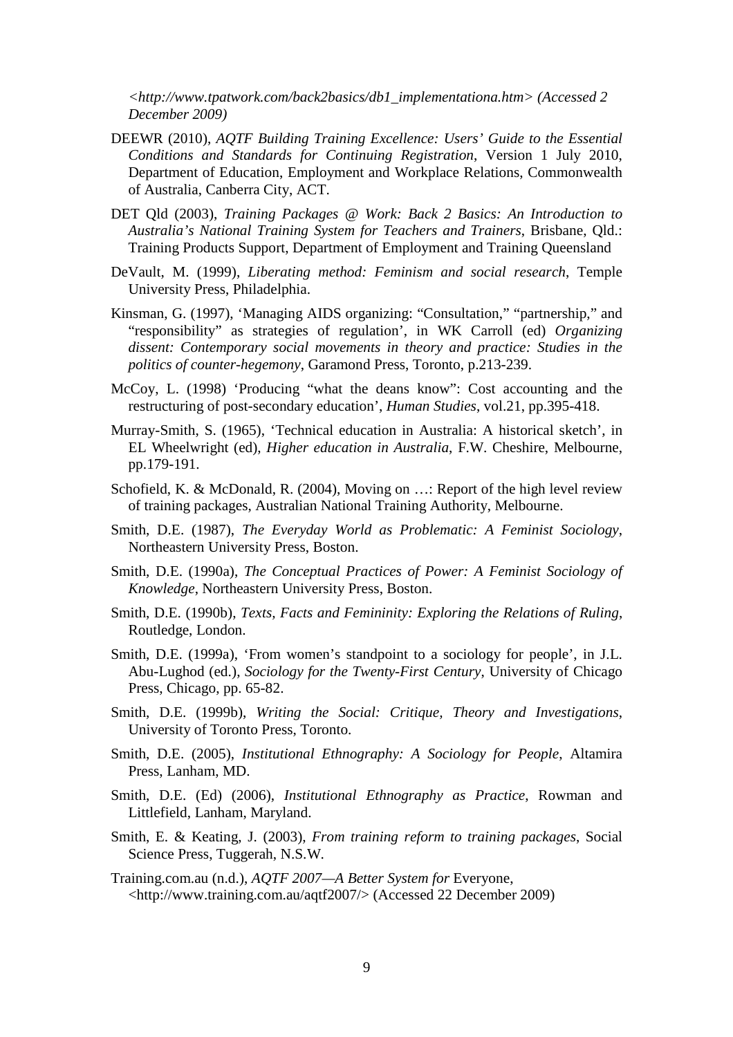*<http://www.tpatwork.com/back2basics/db1_implementationa.htm> (Accessed 2 December 2009)*

DEEWR (2010), *AQTF Building Training Excellence: Users' Guide to the Essential Conditions and Standards for Continuing Registration*, Version 1 July 2010, Department of Education, Employment and Workplace Relations, Commonwealth of Australia, Canberra City, ACT.

DET Qld (2003), *Training Packages @ Work: Back 2 Basics: An Introduction to Australia's National Training System for Teachers and Trainers*, Brisbane, Qld.: Training Products Support, Department of Employment and Training Queensland

DeVault, M. (1999), *Liberating method: Feminism and social research*, Temple University Press, Philadelphia.

Kinsman, G. (1997), 'Managing AIDS organizing: "Consultation," "partnership," and "responsibility" as strategies of regulation', in WK Carroll (ed) *Organizing dissent: Contemporary social movements in theory and practice: Studies in the politics of counter-hegemony*, Garamond Press, Toronto, p.213-239.

McCoy, L. (1998) 'Producing "what the deans know": Cost accounting and the restructuring of post-secondary education', *Human Studies*, vol.21, pp.395-418.

Murray-Smith, S. (1965), 'Technical education in Australia: A historical sketch', in EL Wheelwright (ed), *Higher education in Australia*, F.W. Cheshire, Melbourne, pp.179-191.

Schofield, K. & McDonald, R. (2004), Moving on …: Report of the high level review of training packages, Australian National Training Authority, Melbourne.

Smith, D.E. (1987), *The Everyday World as Problematic: A Feminist Sociology*, Northeastern University Press, Boston.

Smith, D.E. (1990a), *The Conceptual Practices of Power: A Feminist Sociology of Knowledge*, Northeastern University Press, Boston.

Smith, D.E. (1990b), *Texts, Facts and Femininity: Exploring the Relations of Ruling*, Routledge, London.

Smith, D.E. (1999a), 'From women's standpoint to a sociology for people', in J.L. Abu-Lughod (ed.), *Sociology for the Twenty-First Century*, University of Chicago Press, Chicago, pp. 65-82.

Smith, D.E. (1999b), *Writing the Social: Critique, Theory and Investigations*, University of Toronto Press, Toronto.

Smith, D.E. (2005), *Institutional Ethnography: A Sociology for People*, Altamira Press, Lanham, MD.

Smith, D.E. (Ed) (2006), *Institutional Ethnography as Practice*, Rowman and Littlefield, Lanham, Maryland.

Smith, E. & Keating, J. (2003), *From training reform to training packages*, Social Science Press, Tuggerah, N.S.W.

Training.com.au (n.d.), *AQTF 2007—A Better System for* Everyone, <http://www.training.com.au/aqtf2007/> (Accessed 22 December 2009)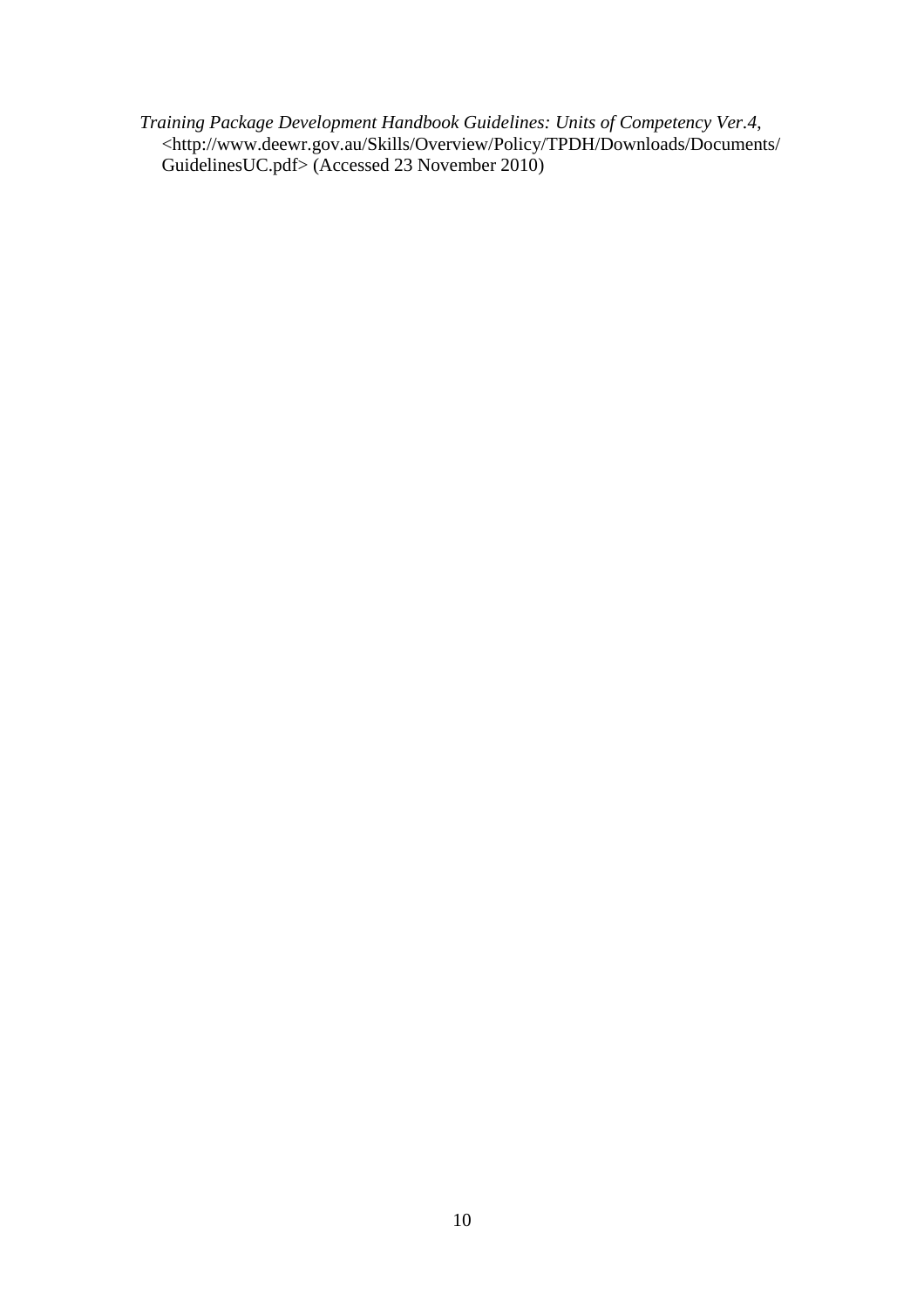*Training Package Development Handbook Guidelines: Units of Competency Ver.4*, <http://www.deewr.gov.au/Skills/Overview/Policy/TPDH/Downloads/Documents/GuidelinesUC.pdf> (Accessed 23 November 2010)